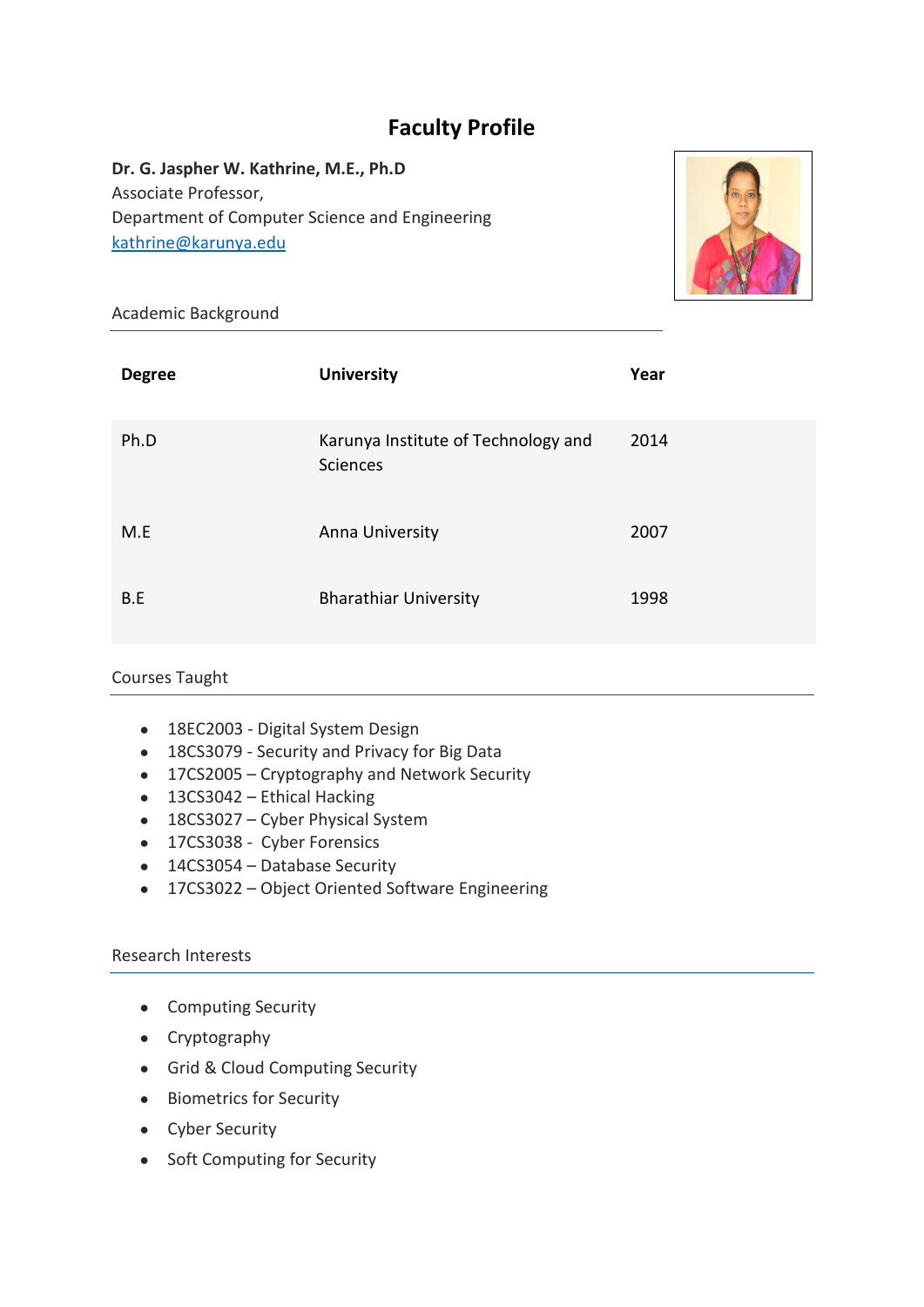# Faculty Profile

**Dr. G. Jaspher W. Kathrine, M.E., Ph.D**
Associate Professor,
Department of Computer Science and Engineering
kathrine@karunya.edu

## Academic Background

| Degree | University | Year |
|---|---|---|
| Ph.D | Karunya Institute of Technology and Sciences | 2014 |
| M.E | Anna University | 2007 |
| B.E | Bharathiar University | 1998 |

## Courses Taught

- 18EC2003 - Digital System Design
- 18CS3079 - Security and Privacy for Big Data
- 17CS2005 – Cryptography and Network Security
- 13CS3042 – Ethical Hacking
- 18CS3027 – Cyber Physical System
- 17CS3038 - Cyber Forensics
- 14CS3054 – Database Security
- 17CS3022 – Object Oriented Software Engineering

## Research Interests

- Computing Security
- Cryptography
- Grid & Cloud Computing Security
- Biometrics for Security
- Cyber Security
- Soft Computing for Security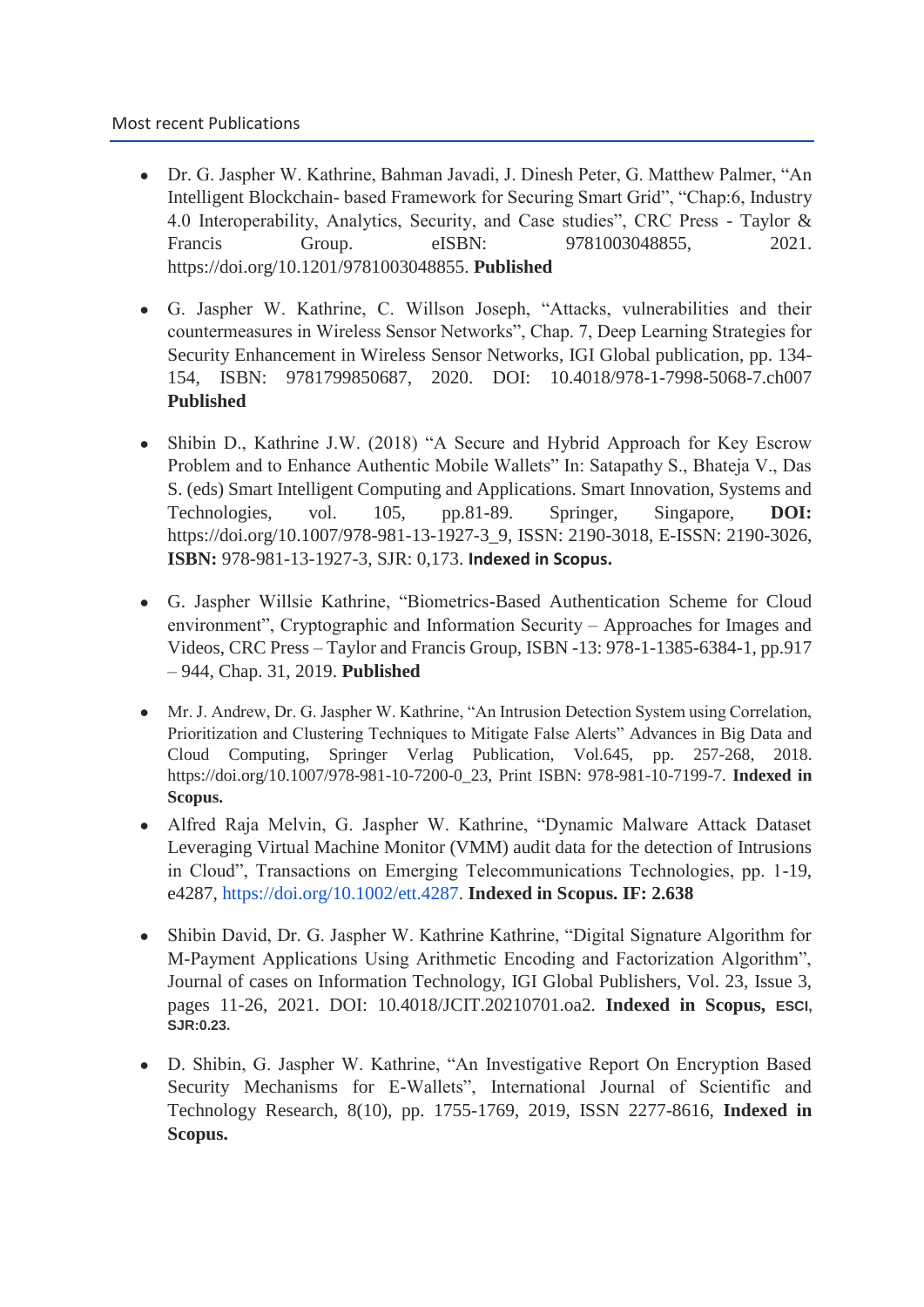Most recent Publications

- Dr. G. Jaspher W. Kathrine, Bahman Javadi, J. Dinesh Peter, G. Matthew Palmer, "An Intelligent Blockchain- based Framework for Securing Smart Grid", "Chap:6, Industry 4.0 Interoperability, Analytics, Security, and Case studies", CRC Press - Taylor & Francis Group. eISBN: 9781003048855, 2021. https://doi.org/10.1201/9781003048855. **Published**

- G. Jaspher W. Kathrine, C. Willson Joseph, "Attacks, vulnerabilities and their countermeasures in Wireless Sensor Networks", Chap. 7, Deep Learning Strategies for Security Enhancement in Wireless Sensor Networks, IGI Global publication, pp. 134-154, ISBN: 9781799850687, 2020. DOI: 10.4018/978-1-7998-5068-7.ch007 **Published**

- Shibin D., Kathrine J.W. (2018) "A Secure and Hybrid Approach for Key Escrow Problem and to Enhance Authentic Mobile Wallets" In: Satapathy S., Bhateja V., Das S. (eds) Smart Intelligent Computing and Applications. Smart Innovation, Systems and Technologies, vol. 105, pp.81-89. Springer, Singapore, **DOI:** https://doi.org/10.1007/978-981-13-1927-3_9, ISSN: 2190-3018, E-ISSN: 2190-3026, **ISBN:** 978-981-13-1927-3, SJR: 0,173. **Indexed in Scopus.**

- G. Jaspher Willsie Kathrine, "Biometrics-Based Authentication Scheme for Cloud environment", Cryptographic and Information Security – Approaches for Images and Videos, CRC Press – Taylor and Francis Group, ISBN -13: 978-1-1385-6384-1, pp.917 – 944, Chap. 31, 2019. **Published**

- Mr. J. Andrew, Dr. G. Jaspher W. Kathrine, "An Intrusion Detection System using Correlation, Prioritization and Clustering Techniques to Mitigate False Alerts" Advances in Big Data and Cloud Computing, Springer Verlag Publication, Vol.645, pp. 257-268, 2018. https://doi.org/10.1007/978-981-10-7200-0_23, Print ISBN: 978-981-10-7199-7. **Indexed in Scopus.**

- Alfred Raja Melvin, G. Jaspher W. Kathrine, "Dynamic Malware Attack Dataset Leveraging Virtual Machine Monitor (VMM) audit data for the detection of Intrusions in Cloud", Transactions on Emerging Telecommunications Technologies, pp. 1-19, e4287, https://doi.org/10.1002/ett.4287. **Indexed in Scopus. IF: 2.638**

- Shibin David, Dr. G. Jaspher W. Kathrine Kathrine, "Digital Signature Algorithm for M-Payment Applications Using Arithmetic Encoding and Factorization Algorithm", Journal of cases on Information Technology, IGI Global Publishers, Vol. 23, Issue 3, pages 11-26, 2021. DOI: 10.4018/JCIT.20210701.oa2. **Indexed in Scopus, ESCI, SJR:0.23.**

- D. Shibin, G. Jaspher W. Kathrine, "An Investigative Report On Encryption Based Security Mechanisms for E-Wallets", International Journal of Scientific and Technology Research, 8(10), pp. 1755-1769, 2019, ISSN 2277-8616, **Indexed in Scopus.**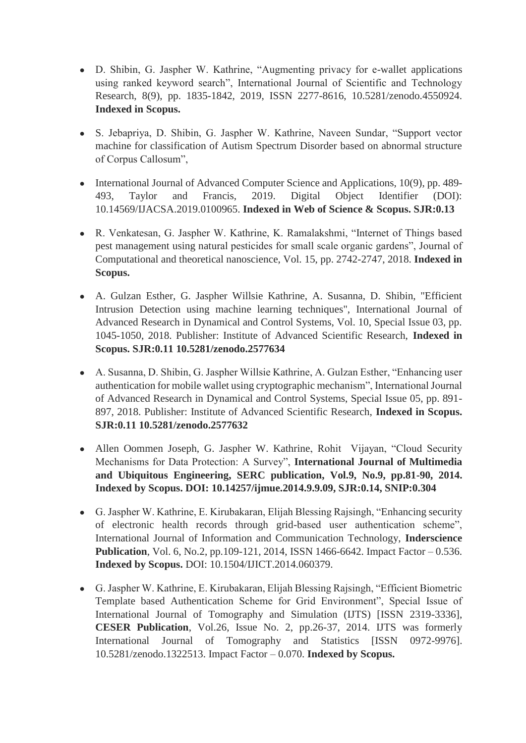- D. Shibin, G. Jaspher W. Kathrine, "Augmenting privacy for e-wallet applications using ranked keyword search", International Journal of Scientific and Technology Research, 8(9), pp. 1835-1842, 2019, ISSN 2277-8616, 10.5281/zenodo.4550924. **Indexed in Scopus.**

- S. Jebapriya, D. Shibin, G. Jaspher W. Kathrine, Naveen Sundar, "Support vector machine for classification of Autism Spectrum Disorder based on abnormal structure of Corpus Callosum",

- International Journal of Advanced Computer Science and Applications, 10(9), pp. 489-493, Taylor and Francis, 2019. Digital Object Identifier (DOI): 10.14569/IJACSA.2019.0100965. **Indexed in Web of Science & Scopus. SJR:0.13**

- R. Venkatesan, G. Jaspher W. Kathrine, K. Ramalakshmi, "Internet of Things based pest management using natural pesticides for small scale organic gardens", Journal of Computational and theoretical nanoscience, Vol. 15, pp. 2742-2747, 2018. **Indexed in Scopus.**

- A. Gulzan Esther, G. Jaspher Willsie Kathrine, A. Susanna, D. Shibin, "Efficient Intrusion Detection using machine learning techniques", International Journal of Advanced Research in Dynamical and Control Systems, Vol. 10, Special Issue 03, pp. 1045-1050, 2018. Publisher: Institute of Advanced Scientific Research, **Indexed in Scopus. SJR:0.11 10.5281/zenodo.2577634**

- A. Susanna, D. Shibin, G. Jaspher Willsie Kathrine, A. Gulzan Esther, "Enhancing user authentication for mobile wallet using cryptographic mechanism", International Journal of Advanced Research in Dynamical and Control Systems, Special Issue 05, pp. 891-897, 2018. Publisher: Institute of Advanced Scientific Research, **Indexed in Scopus. SJR:0.11 10.5281/zenodo.2577632**

- Allen Oommen Joseph, G. Jaspher W. Kathrine, Rohit Vijayan, "Cloud Security Mechanisms for Data Protection: A Survey", **International Journal of Multimedia and Ubiquitous Engineering, SERC publication, Vol.9, No.9, pp.81-90, 2014. Indexed by Scopus. DOI: 10.14257/ijmue.2014.9.9.09, SJR:0.14, SNIP:0.304**

- G. Jaspher W. Kathrine, E. Kirubakaran, Elijah Blessing Rajsingh, "Enhancing security of electronic health records through grid-based user authentication scheme", International Journal of Information and Communication Technology, **Inderscience Publication**, Vol. 6, No.2, pp.109-121, 2014, ISSN 1466-6642. Impact Factor – 0.536. **Indexed by Scopus.** DOI: 10.1504/IJICT.2014.060379.

- G. Jaspher W. Kathrine, E. Kirubakaran, Elijah Blessing Rajsingh, "Efficient Biometric Template based Authentication Scheme for Grid Environment", Special Issue of International Journal of Tomography and Simulation (IJTS) [ISSN 2319-3336], **CESER Publication**, Vol.26, Issue No. 2, pp.26-37, 2014. IJTS was formerly International Journal of Tomography and Statistics [ISSN 0972-9976]. 10.5281/zenodo.1322513. Impact Factor – 0.070. **Indexed by Scopus.**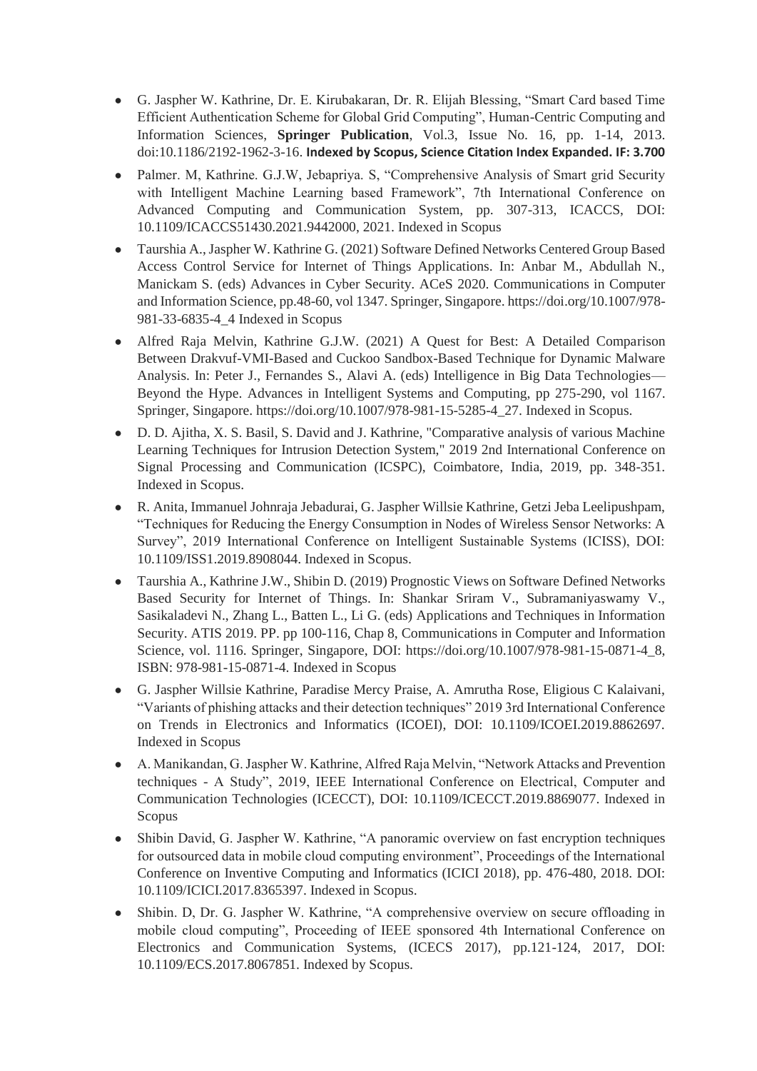- G. Jaspher W. Kathrine, Dr. E. Kirubakaran, Dr. R. Elijah Blessing, “Smart Card based Time Efficient Authentication Scheme for Global Grid Computing”, Human-Centric Computing and Information Sciences, **Springer Publication**, Vol.3, Issue No. 16, pp. 1-14, 2013. doi:10.1186/2192-1962-3-16. **Indexed by Scopus, Science Citation Index Expanded. IF: 3.700**
- Palmer. M, Kathrine. G.J.W, Jebapriya. S, “Comprehensive Analysis of Smart grid Security with Intelligent Machine Learning based Framework”, 7th International Conference on Advanced Computing and Communication System, pp. 307-313, ICACCS, DOI: 10.1109/ICACCS51430.2021.9442000, 2021. Indexed in Scopus
- Taurshia A., Jaspher W. Kathrine G. (2021) Software Defined Networks Centered Group Based Access Control Service for Internet of Things Applications. In: Anbar M., Abdullah N., Manickam S. (eds) Advances in Cyber Security. ACeS 2020. Communications in Computer and Information Science, pp.48-60, vol 1347. Springer, Singapore. https://doi.org/10.1007/978-981-33-6835-4_4 Indexed in Scopus
- Alfred Raja Melvin, Kathrine G.J.W. (2021) A Quest for Best: A Detailed Comparison Between Drakvuf-VMI-Based and Cuckoo Sandbox-Based Technique for Dynamic Malware Analysis. In: Peter J., Fernandes S., Alavi A. (eds) Intelligence in Big Data Technologies—Beyond the Hype. Advances in Intelligent Systems and Computing, pp 275-290, vol 1167. Springer, Singapore. https://doi.org/10.1007/978-981-15-5285-4_27. Indexed in Scopus.
- D. D. Ajitha, X. S. Basil, S. David and J. Kathrine, "Comparative analysis of various Machine Learning Techniques for Intrusion Detection System," 2019 2nd International Conference on Signal Processing and Communication (ICSPC), Coimbatore, India, 2019, pp. 348-351. Indexed in Scopus.
- R. Anita, Immanuel Johnraja Jebadurai, G. Jaspher Willsie Kathrine, Getzi Jeba Leelipushpam, “Techniques for Reducing the Energy Consumption in Nodes of Wireless Sensor Networks: A Survey”, 2019 International Conference on Intelligent Sustainable Systems (ICISS), DOI: 10.1109/ISS1.2019.8908044. Indexed in Scopus.
- Taurshia A., Kathrine J.W., Shibin D. (2019) Prognostic Views on Software Defined Networks Based Security for Internet of Things. In: Shankar Sriram V., Subramaniyaswamy V., Sasikaladevi N., Zhang L., Batten L., Li G. (eds) Applications and Techniques in Information Security. ATIS 2019. PP. pp 100-116, Chap 8, Communications in Computer and Information Science, vol. 1116. Springer, Singapore, DOI: https://doi.org/10.1007/978-981-15-0871-4_8, ISBN: 978-981-15-0871-4. Indexed in Scopus
- G. Jaspher Willsie Kathrine, Paradise Mercy Praise, A. Amrutha Rose, Eligious C Kalaivani, “Variants of phishing attacks and their detection techniques” 2019 3rd International Conference on Trends in Electronics and Informatics (ICOEI), DOI: 10.1109/ICOEI.2019.8862697. Indexed in Scopus
- A. Manikandan, G. Jaspher W. Kathrine, Alfred Raja Melvin, “Network Attacks and Prevention techniques - A Study”, 2019, IEEE International Conference on Electrical, Computer and Communication Technologies (ICECCT), DOI: 10.1109/ICECCT.2019.8869077. Indexed in Scopus
- Shibin David, G. Jaspher W. Kathrine, “A panoramic overview on fast encryption techniques for outsourced data in mobile cloud computing environment”, Proceedings of the International Conference on Inventive Computing and Informatics (ICICI 2018), pp. 476-480, 2018. DOI: 10.1109/ICICI.2017.8365397. Indexed in Scopus.
- Shibin. D, Dr. G. Jaspher W. Kathrine, “A comprehensive overview on secure offloading in mobile cloud computing”, Proceeding of IEEE sponsored 4th International Conference on Electronics and Communication Systems, (ICECS 2017), pp.121-124, 2017, DOI: 10.1109/ECS.2017.8067851. Indexed by Scopus.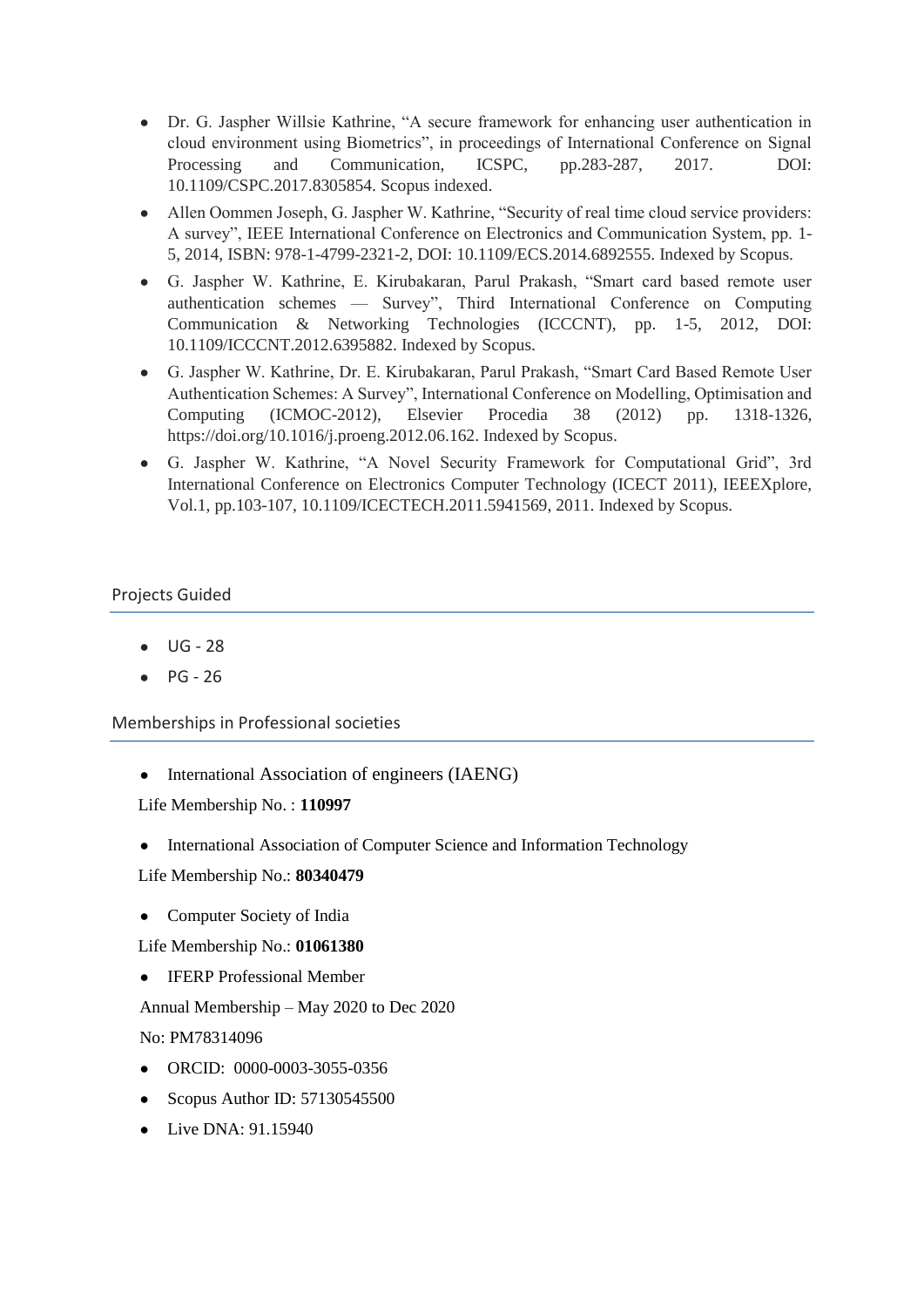- Dr. G. Jaspher Willsie Kathrine, "A secure framework for enhancing user authentication in cloud environment using Biometrics", in proceedings of International Conference on Signal Processing and Communication, ICSPC, pp.283-287, 2017. DOI: 10.1109/CSPC.2017.8305854. Scopus indexed.
- Allen Oommen Joseph, G. Jaspher W. Kathrine, "Security of real time cloud service providers: A survey", IEEE International Conference on Electronics and Communication System, pp. 1-5, 2014, ISBN: 978-1-4799-2321-2, DOI: 10.1109/ECS.2014.6892555. Indexed by Scopus.
- G. Jaspher W. Kathrine, E. Kirubakaran, Parul Prakash, "Smart card based remote user authentication schemes — Survey", Third International Conference on Computing Communication & Networking Technologies (ICCCNT), pp. 1-5, 2012, DOI: 10.1109/ICCCNT.2012.6395882. Indexed by Scopus.
- G. Jaspher W. Kathrine, Dr. E. Kirubakaran, Parul Prakash, "Smart Card Based Remote User Authentication Schemes: A Survey", International Conference on Modelling, Optimisation and Computing (ICMOC-2012), Elsevier Procedia 38 (2012) pp. 1318-1326, https://doi.org/10.1016/j.proeng.2012.06.162. Indexed by Scopus.
- G. Jaspher W. Kathrine, "A Novel Security Framework for Computational Grid", 3rd International Conference on Electronics Computer Technology (ICECT 2011), IEEEXplore, Vol.1, pp.103-107, 10.1109/ICECTECH.2011.5941569, 2011. Indexed by Scopus.

## Projects Guided

- UG - 28
- PG - 26

## Memberships in Professional societies

- International Association of engineers (IAENG)

Life Membership No. : **110997**

- International Association of Computer Science and Information Technology

Life Membership No.: **80340479**

- Computer Society of India

Life Membership No.: **01061380**

- IFERP Professional Member

Annual Membership – May 2020 to Dec 2020

No: PM78314096

- ORCID: 0000-0003-3055-0356
- Scopus Author ID: 57130545500
- Live DNA: 91.15940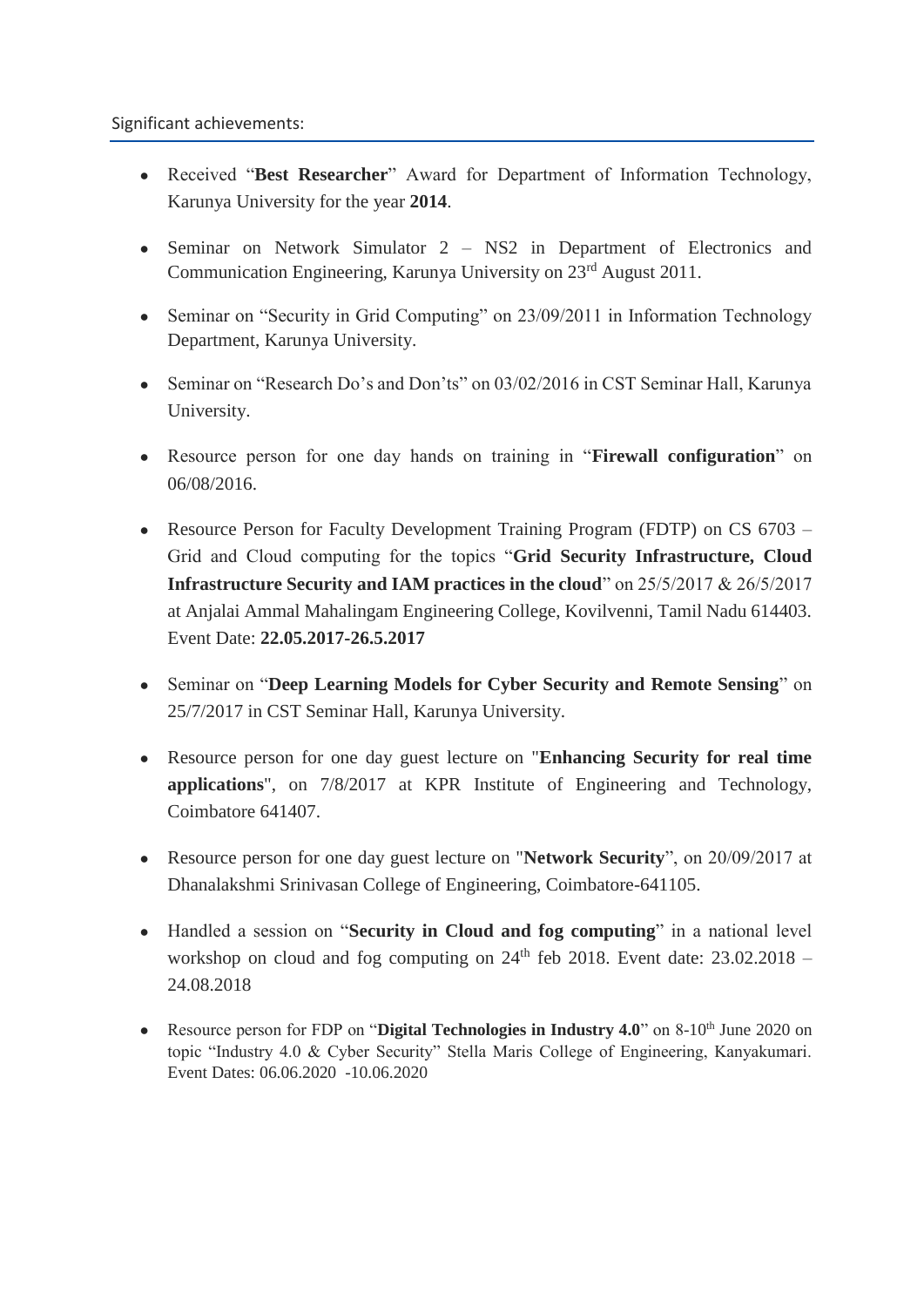Significant achievements:

- Received "**Best Researcher**" Award for Department of Information Technology, Karunya University for the year **2014**.
- Seminar on Network Simulator 2 – NS2 in Department of Electronics and Communication Engineering, Karunya University on 23rd August 2011.
- Seminar on "Security in Grid Computing" on 23/09/2011 in Information Technology Department, Karunya University.
- Seminar on "Research Do's and Don'ts" on 03/02/2016 in CST Seminar Hall, Karunya University.
- Resource person for one day hands on training in "**Firewall configuration**" on 06/08/2016.
- Resource Person for Faculty Development Training Program (FDTP) on CS 6703 – Grid and Cloud computing for the topics "**Grid Security Infrastructure, Cloud Infrastructure Security and IAM practices in the cloud**" on 25/5/2017 & 26/5/2017 at Anjalai Ammal Mahalingam Engineering College, Kovilvenni, Tamil Nadu 614403. Event Date: **22.05.2017-26.5.2017**
- Seminar on "**Deep Learning Models for Cyber Security and Remote Sensing**" on 25/7/2017 in CST Seminar Hall, Karunya University.
- Resource person for one day guest lecture on "**Enhancing Security for real time applications**", on 7/8/2017 at KPR Institute of Engineering and Technology, Coimbatore 641407.
- Resource person for one day guest lecture on "**Network Security**", on 20/09/2017 at Dhanalakshmi Srinivasan College of Engineering, Coimbatore-641105.
- Handled a session on "**Security in Cloud and fog computing**" in a national level workshop on cloud and fog computing on 24th feb 2018. Event date: 23.02.2018 – 24.08.2018
- Resource person for FDP on "**Digital Technologies in Industry 4.0**" on 8-10th June 2020 on topic "Industry 4.0 & Cyber Security" Stella Maris College of Engineering, Kanyakumari. Event Dates: 06.06.2020 -10.06.2020